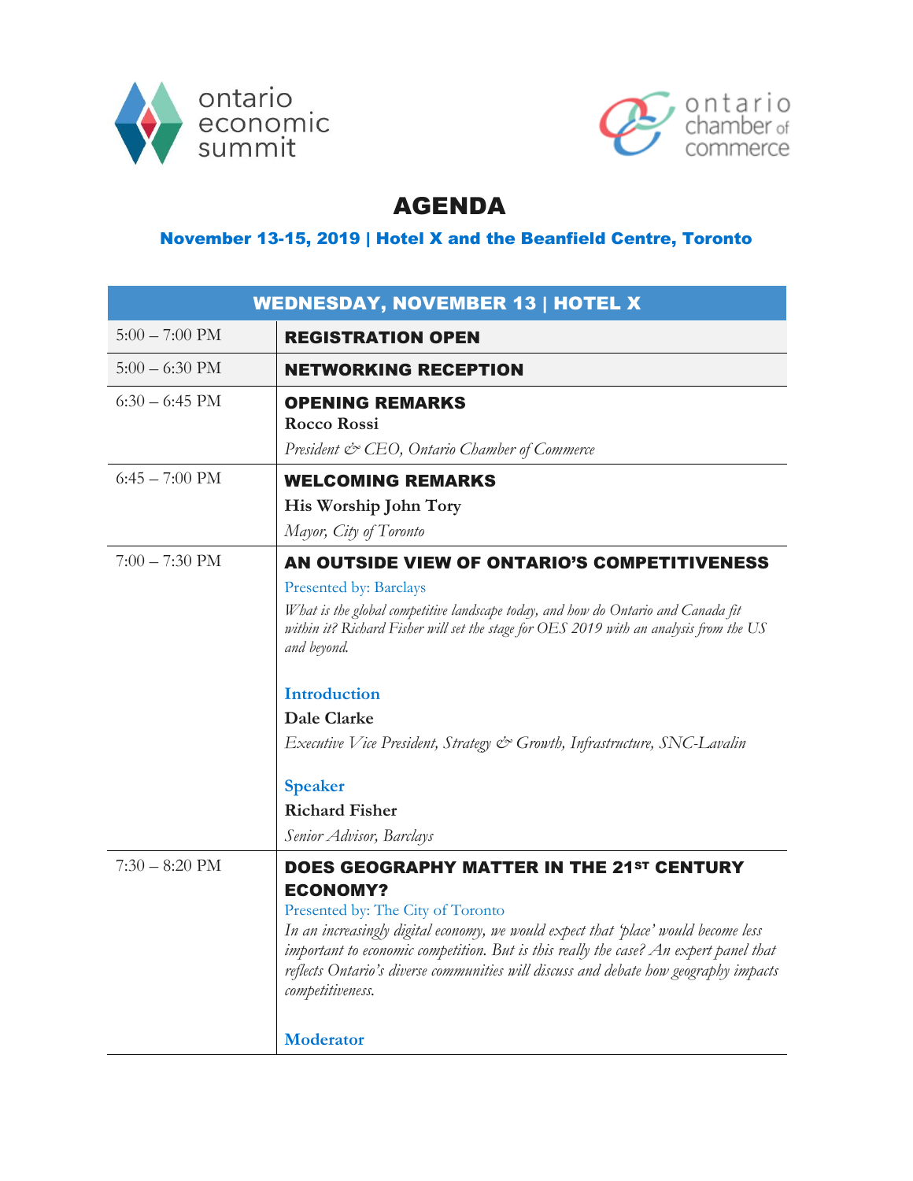ontario economic summit

ontario chamber of commerce

# AGENDA

## November 13-15, 2019 | Hotel X and the Beanfield Centre, Toronto

| WEDNESDAY, NOVEMBER 13 \| HOTEL X | |
|---|---|
| 5:00 – 7:00 PM | **REGISTRATION OPEN** |
| 5:00 – 6:30 PM | **NETWORKING RECEPTION** |
| 6:30 – 6:45 PM | **OPENING REMARKS**<br>**Rocco Rossi**<br>*President & CEO, Ontario Chamber of Commerce* |
| 6:45 – 7:00 PM | **WELCOMING REMARKS**<br>**His Worship John Tory**<br>*Mayor, City of Toronto* |
| 7:00 – 7:30 PM | **AN OUTSIDE VIEW OF ONTARIO'S COMPETITIVENESS**<br>Presented by: Barclays<br>*What is the global competitive landscape today, and how do Ontario and Canada fit within it? Richard Fisher will set the stage for OES 2019 with an analysis from the US and beyond.*<br><br>**Introduction**<br>**Dale Clarke**<br>*Executive Vice President, Strategy & Growth, Infrastructure, SNC-Lavalin*<br><br>**Speaker**<br>**Richard Fisher**<br>*Senior Advisor, Barclays* |
| 7:30 – 8:20 PM | **DOES GEOGRAPHY MATTER IN THE 21ST CENTURY ECONOMY?**<br>Presented by: The City of Toronto<br>*In an increasingly digital economy, we would expect that 'place' would become less important to economic competition. But is this really the case? An expert panel that reflects Ontario's diverse communities will discuss and debate how geography impacts competitiveness.*<br><br>**Moderator** |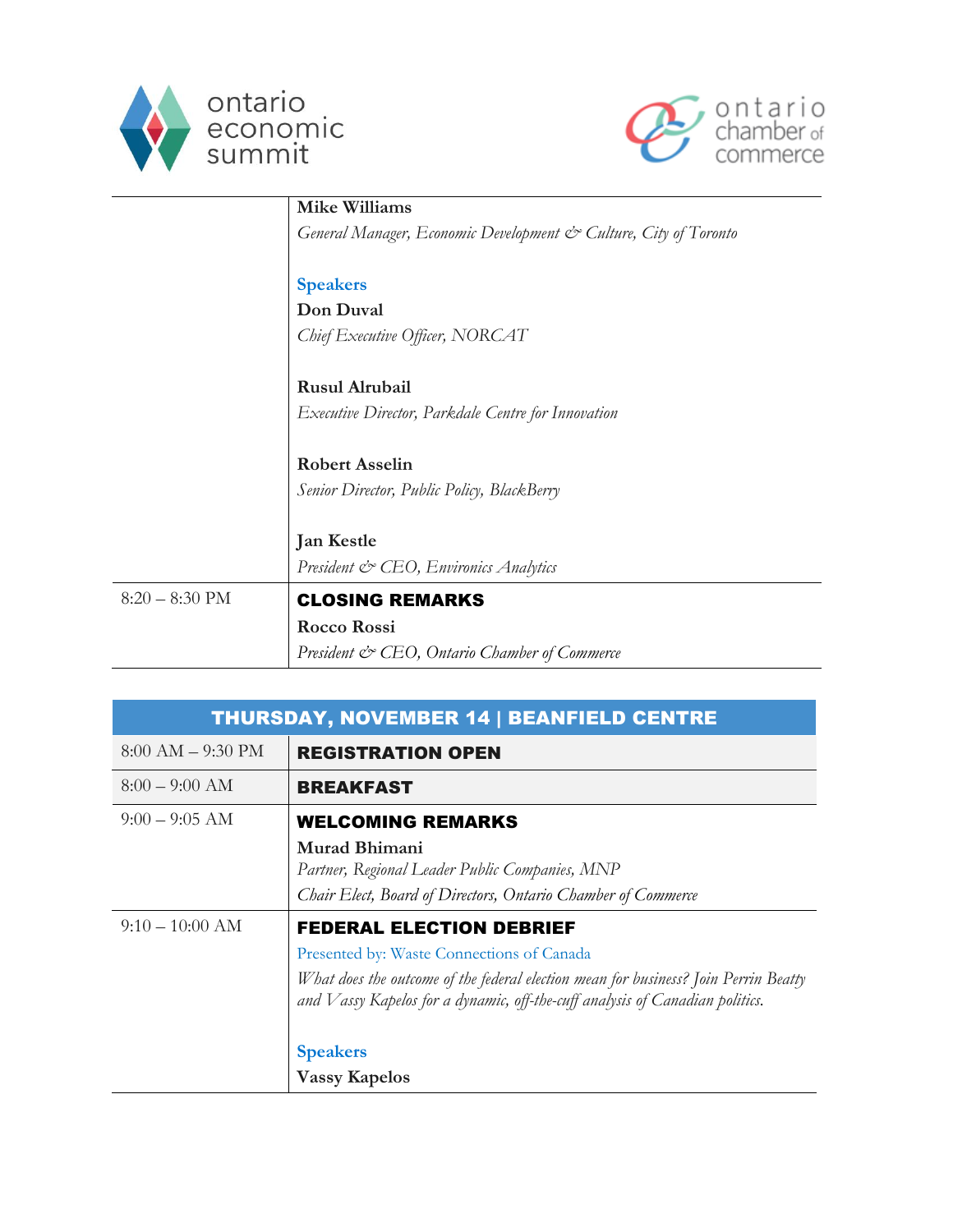| | |
|---|---|
| | **Mike Williams**<br>*General Manager, Economic Development & Culture, City of Toronto*<br><br>Speakers<br>**Don Duval**<br>*Chief Executive Officer, NORCAT*<br><br>**Rusul Alrubail**<br>*Executive Director, Parkdale Centre for Innovation*<br><br>**Robert Asselin**<br>*Senior Director, Public Policy, BlackBerry*<br><br>**Jan Kestle**<br>*President & CEO, Environics Analytics* |
| 8:20 – 8:30 PM | **CLOSING REMARKS**<br>**Rocco Rossi**<br>*President & CEO, Ontario Chamber of Commerce* |

| THURSDAY, NOVEMBER 14 \| BEANFIELD CENTRE | |
|---|---|
| 8:00 AM – 9:30 PM | **REGISTRATION OPEN** |
| 8:00 – 9:00 AM | **BREAKFAST** |
| 9:00 – 9:05 AM | **WELCOMING REMARKS**<br>**Murad Bhimani**<br>*Partner, Regional Leader Public Companies, MNP*<br>*Chair Elect, Board of Directors, Ontario Chamber of Commerce* |
| 9:10 – 10:00 AM | **FEDERAL ELECTION DEBRIEF**<br>Presented by: Waste Connections of Canada<br>*What does the outcome of the federal election mean for business? Join Perrin Beatty and Vassy Kapelos for a dynamic, off-the-cuff analysis of Canadian politics.*<br><br>Speakers<br>**Vassy Kapelos** |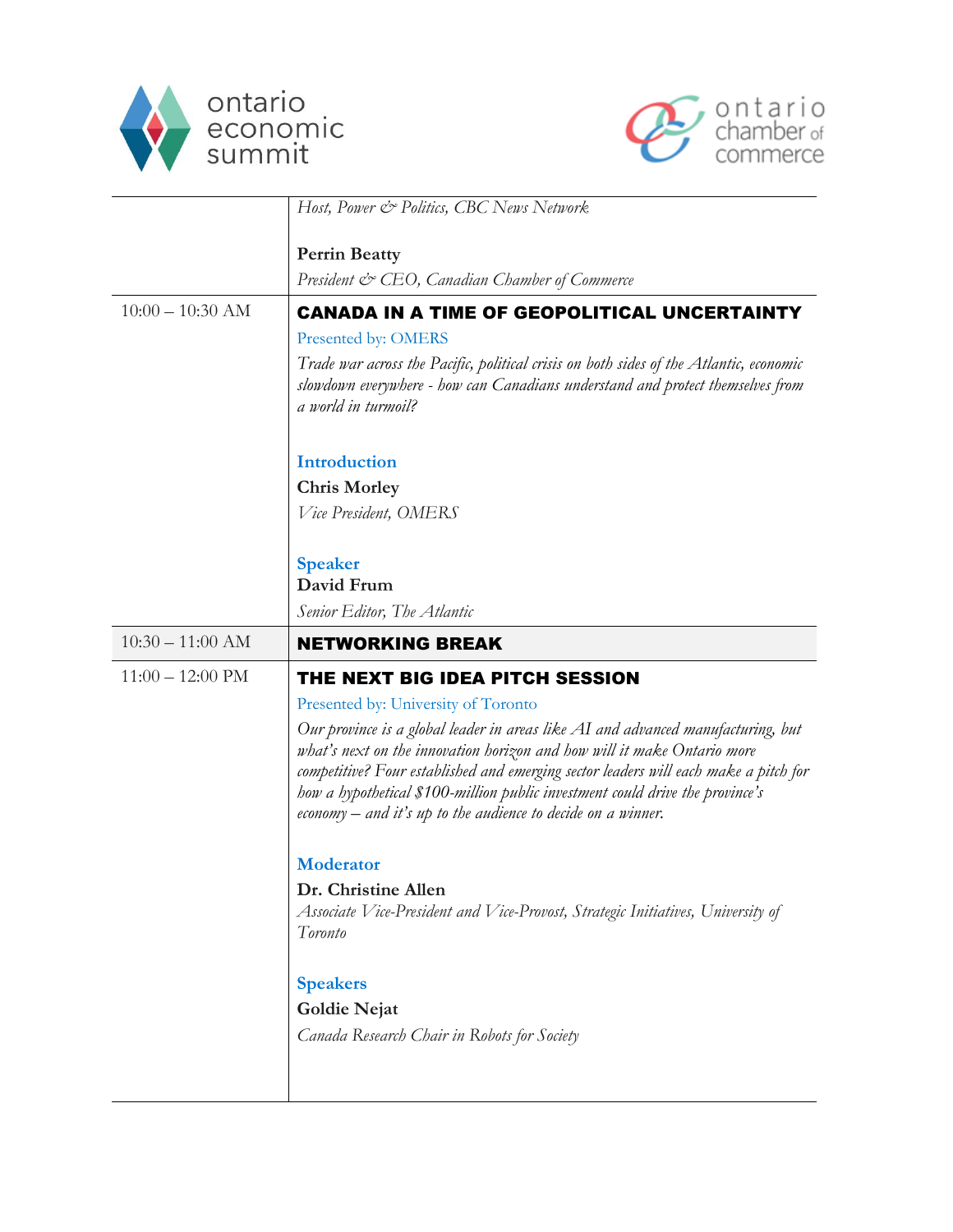| | |
|---|---|
| | *Host, Power & Politics, CBC News Network*<br><br>**Perrin Beatty**<br>*President & CEO, Canadian Chamber of Commerce* |
| 10:00 – 10:30 AM | **CANADA IN A TIME OF GEOPOLITICAL UNCERTAINTY**<br>Presented by: OMERS<br>*Trade war across the Pacific, political crisis on both sides of the Atlantic, economic slowdown everywhere - how can Canadians understand and protect themselves from a world in turmoil?*<br><br>**Introduction**<br>**Chris Morley**<br>*Vice President, OMERS*<br><br>**Speaker**<br>**David Frum**<br>*Senior Editor, The Atlantic* |
| 10:30 – 11:00 AM | **NETWORKING BREAK** |
| 11:00 – 12:00 PM | **THE NEXT BIG IDEA PITCH SESSION**<br>Presented by: University of Toronto<br>*Our province is a global leader in areas like AI and advanced manufacturing, but what's next on the innovation horizon and how will it make Ontario more competitive? Four established and emerging sector leaders will each make a pitch for how a hypothetical $100-million public investment could drive the province's economy – and it's up to the audience to decide on a winner.*<br><br>**Moderator**<br>**Dr. Christine Allen**<br>*Associate Vice-President and Vice-Provost, Strategic Initiatives, University of Toronto*<br><br>**Speakers**<br>**Goldie Nejat**<br>*Canada Research Chair in Robots for Society* |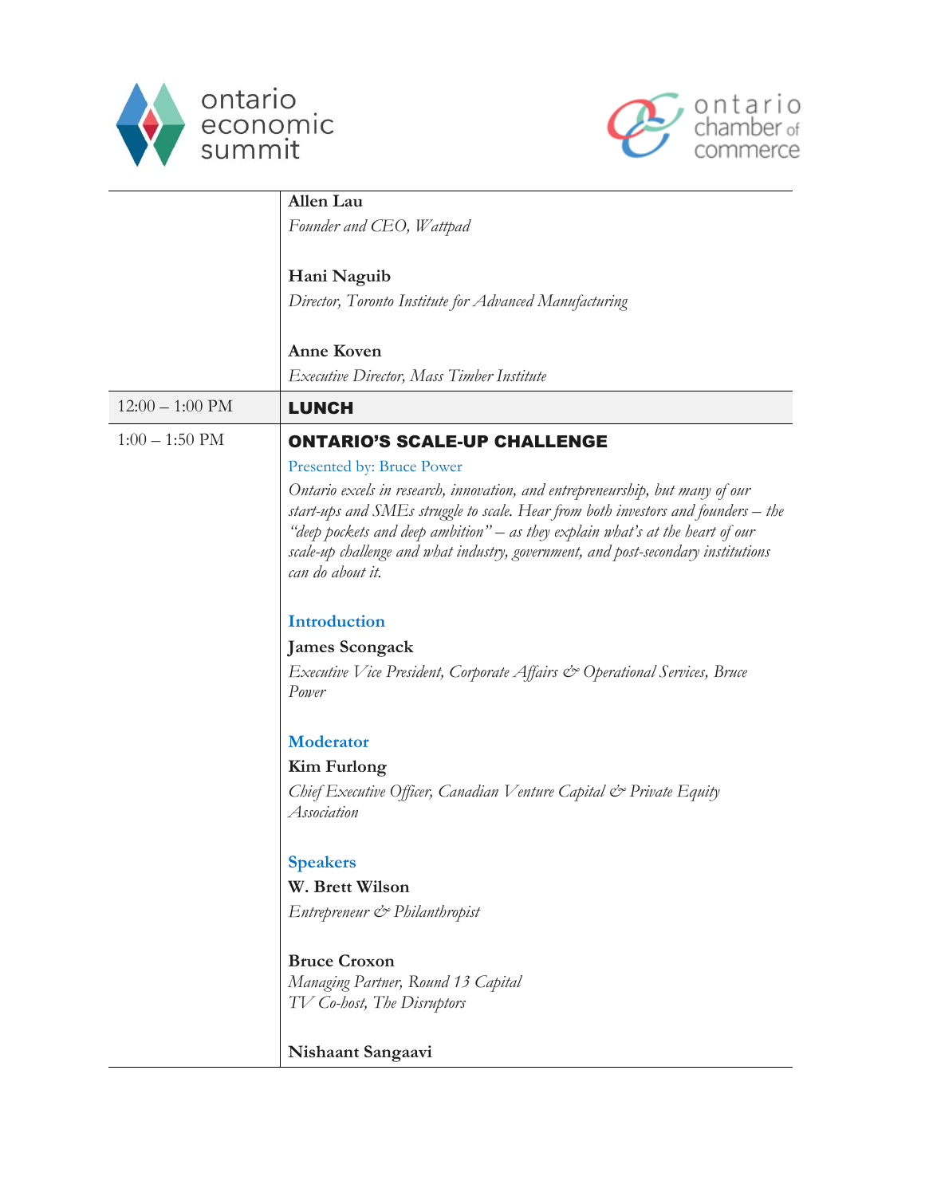| | |
|---|---|
| | **Allen Lau**<br>*Founder and CEO, Wattpad*<br><br>**Hani Naguib**<br>*Director, Toronto Institute for Advanced Manufacturing*<br><br>**Anne Koven**<br>*Executive Director, Mass Timber Institute* |
| 12:00 – 1:00 PM | **LUNCH** |
| 1:00 – 1:50 PM | **ONTARIO'S SCALE-UP CHALLENGE**<br>Presented by: Bruce Power<br>*Ontario excels in research, innovation, and entrepreneurship, but many of our start-ups and SMEs struggle to scale. Hear from both investors and founders – the "deep pockets and deep ambition" – as they explain what's at the heart of our scale-up challenge and what industry, government, and post-secondary institutions can do about it.*<br><br>**Introduction**<br>**James Scongack**<br>*Executive Vice President, Corporate Affairs & Operational Services, Bruce Power*<br><br>**Moderator**<br>**Kim Furlong**<br>*Chief Executive Officer, Canadian Venture Capital & Private Equity Association*<br><br>**Speakers**<br>**W. Brett Wilson**<br>*Entrepreneur & Philanthropist*<br><br>**Bruce Croxon**<br>*Managing Partner, Round 13 Capital*<br>*TV Co-host, The Disruptors*<br><br>**Nishaant Sangaavi** |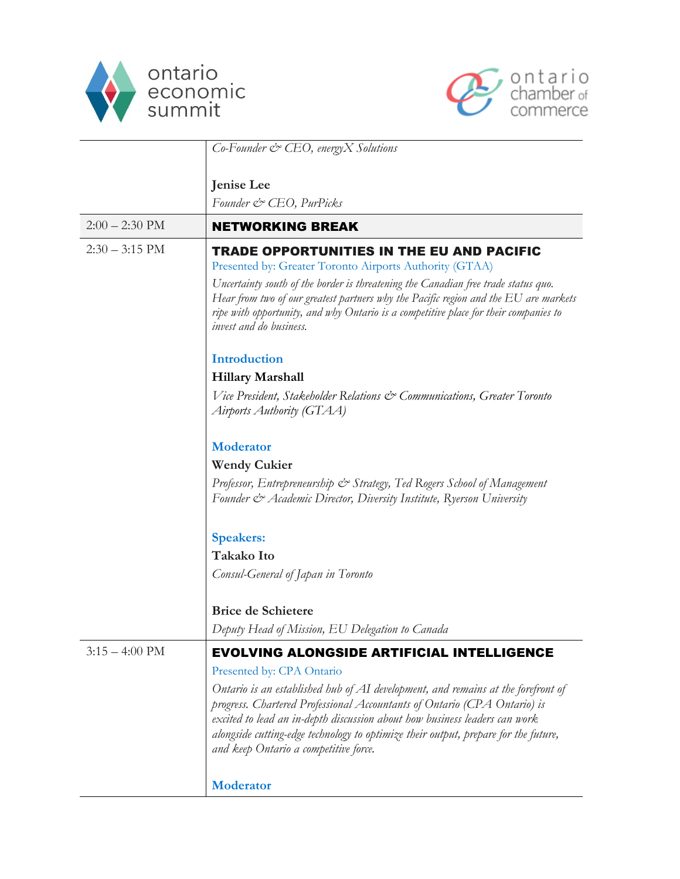| | |
|---|---|
| | *Co-Founder & CEO, energyX Solutions*<br><br>**Jenise Lee**<br>*Founder & CEO, PurPicks* |
| 2:00 – 2:30 PM | **NETWORKING BREAK** |
| 2:30 – 3:15 PM | **TRADE OPPORTUNITIES IN THE EU AND PACIFIC**<br>Presented by: Greater Toronto Airports Authority (GTAA)<br>*Uncertainty south of the border is threatening the Canadian free trade status quo. Hear from two of our greatest partners why the Pacific region and the EU are markets ripe with opportunity, and why Ontario is a competitive place for their companies to invest and do business.*<br><br>**Introduction**<br>**Hillary Marshall**<br>*Vice President, Stakeholder Relations & Communications, Greater Toronto Airports Authority (GTAA)*<br><br>**Moderator**<br>**Wendy Cukier**<br>*Professor, Entrepreneurship & Strategy, Ted Rogers School of Management*<br>*Founder & Academic Director, Diversity Institute, Ryerson University*<br><br>**Speakers:**<br>**Takako Ito**<br>*Consul-General of Japan in Toronto*<br><br>**Brice de Schietere**<br>*Deputy Head of Mission, EU Delegation to Canada* |
| 3:15 – 4:00 PM | **EVOLVING ALONGSIDE ARTIFICIAL INTELLIGENCE**<br>Presented by: CPA Ontario<br>*Ontario is an established hub of AI development, and remains at the forefront of progress. Chartered Professional Accountants of Ontario (CPA Ontario) is excited to lead an in-depth discussion about how business leaders can work alongside cutting-edge technology to optimize their output, prepare for the future, and keep Ontario a competitive force.*<br><br>**Moderator** |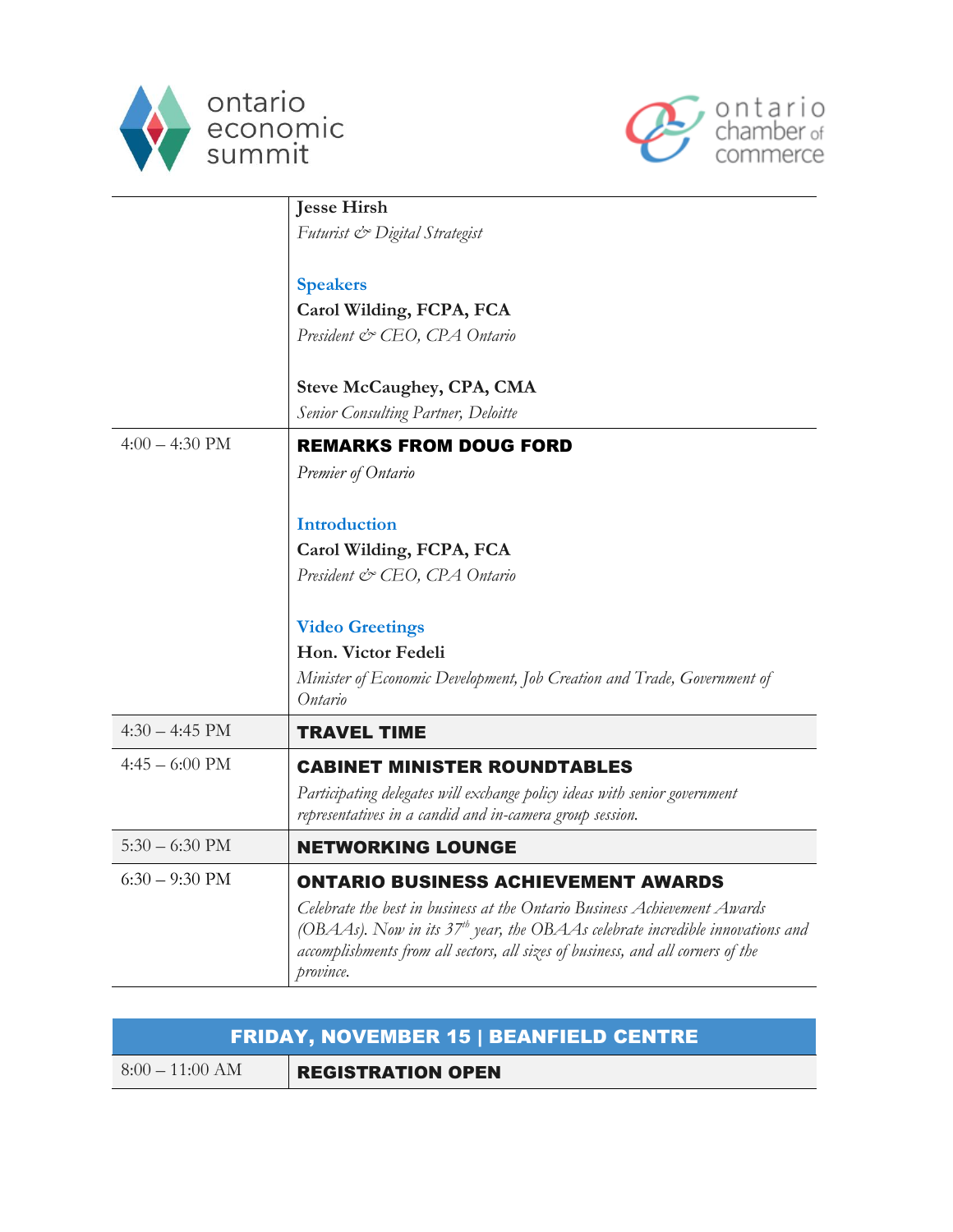| | |
|---|---|
| | **Jesse Hirsh**<br>*Futurist & Digital Strategist*<br><br>**Speakers**<br>**Carol Wilding, FCPA, FCA**<br>*President & CEO, CPA Ontario*<br><br>**Steve McCaughey, CPA, CMA**<br>*Senior Consulting Partner, Deloitte* |
| 4:00 – 4:30 PM | **REMARKS FROM DOUG FORD**<br>*Premier of Ontario*<br><br>**Introduction**<br>**Carol Wilding, FCPA, FCA**<br>*President & CEO, CPA Ontario*<br><br>**Video Greetings**<br>**Hon. Victor Fedeli**<br>*Minister of Economic Development, Job Creation and Trade, Government of Ontario* |
| 4:30 – 4:45 PM | **TRAVEL TIME** |
| 4:45 – 6:00 PM | **CABINET MINISTER ROUNDTABLES**<br>*Participating delegates will exchange policy ideas with senior government representatives in a candid and in-camera group session.* |
| 5:30 – 6:30 PM | **NETWORKING LOUNGE** |
| 6:30 – 9:30 PM | **ONTARIO BUSINESS ACHIEVEMENT AWARDS**<br>*Celebrate the best in business at the Ontario Business Achievement Awards (OBAAs). Now in its 37th year, the OBAAs celebrate incredible innovations and accomplishments from all sectors, all sizes of business, and all corners of the province.* |

## FRIDAY, NOVEMBER 15 | BEANFIELD CENTRE

| | |
|---|---|
| 8:00 – 11:00 AM | **REGISTRATION OPEN** |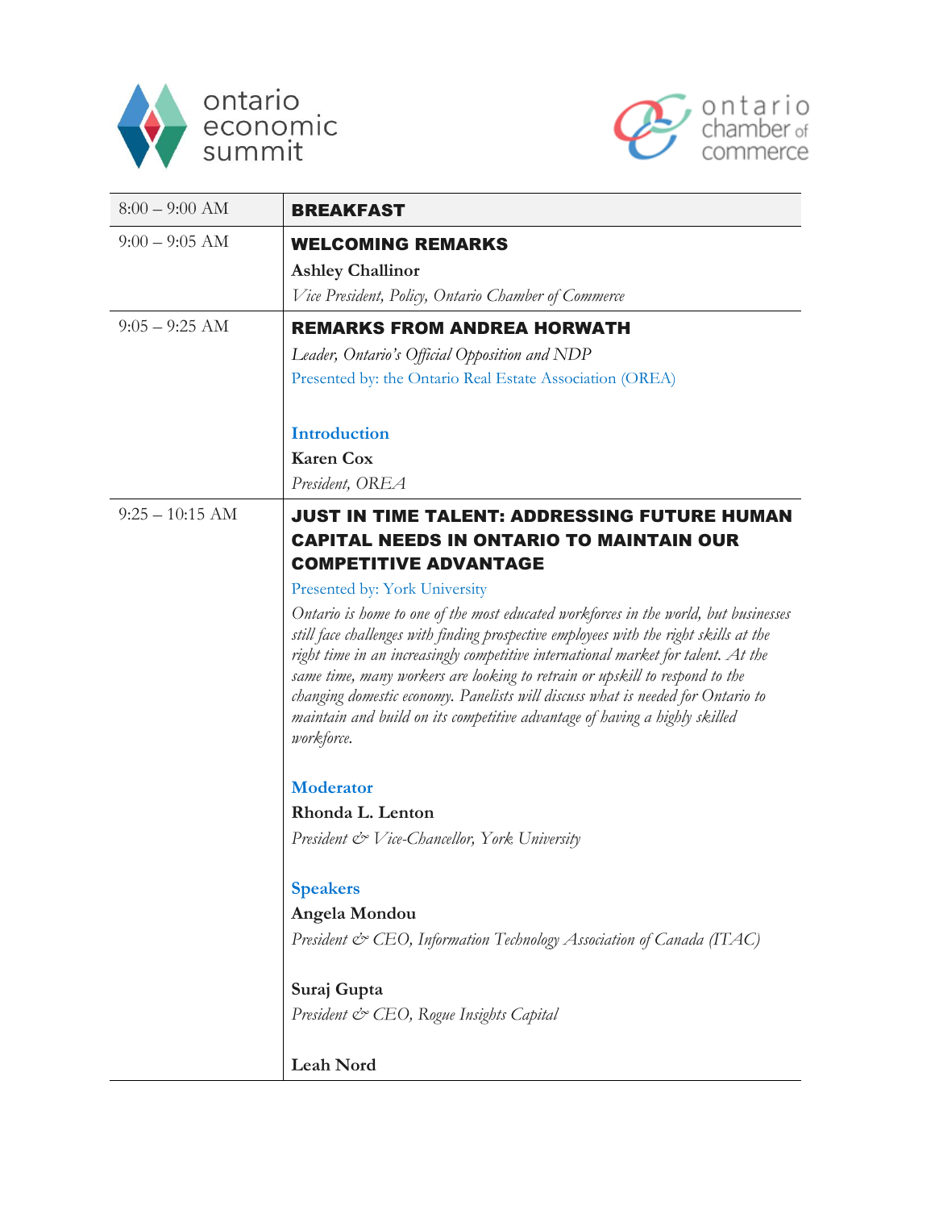ontario economic summit

ontario chamber of commerce

| | |
|---|---|
| 8:00 – 9:00 AM | **BREAKFAST** |
| 9:00 – 9:05 AM | **WELCOMING REMARKS**<br>**Ashley Challinor**<br>*Vice President, Policy, Ontario Chamber of Commerce* |
| 9:05 – 9:25 AM | **REMARKS FROM ANDREA HORWATH**<br>*Leader, Ontario's Official Opposition and NDP*<br>Presented by: the Ontario Real Estate Association (OREA)<br><br>**Introduction**<br>**Karen Cox**<br>*President, OREA* |
| 9:25 – 10:15 AM | **JUST IN TIME TALENT: ADDRESSING FUTURE HUMAN CAPITAL NEEDS IN ONTARIO TO MAINTAIN OUR COMPETITIVE ADVANTAGE**<br>Presented by: York University<br>*Ontario is home to one of the most educated workforces in the world, but businesses still face challenges with finding prospective employees with the right skills at the right time in an increasingly competitive international market for talent. At the same time, many workers are looking to retrain or upskill to respond to the changing domestic economy. Panelists will discuss what is needed for Ontario to maintain and build on its competitive advantage of having a highly skilled workforce.*<br><br>**Moderator**<br>**Rhonda L. Lenton**<br>*President & Vice-Chancellor, York University*<br><br>**Speakers**<br>**Angela Mondou**<br>*President & CEO, Information Technology Association of Canada (ITAC)*<br><br>**Suraj Gupta**<br>*President & CEO, Rogue Insights Capital*<br><br>**Leah Nord** |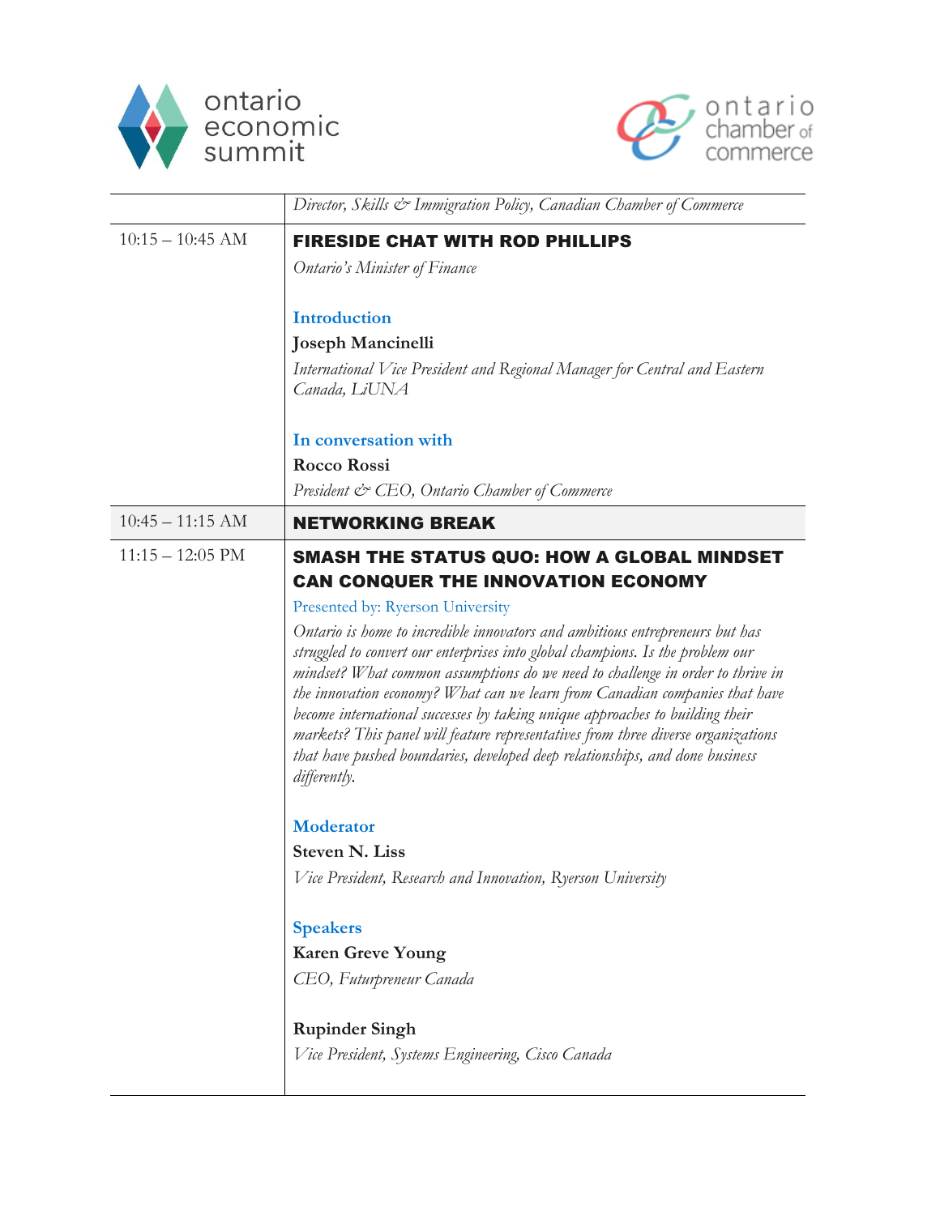| | |
|---|---|
| | *Director, Skills & Immigration Policy, Canadian Chamber of Commerce* |
| 10:15 – 10:45 AM | **FIRESIDE CHAT WITH ROD PHILLIPS**<br>*Ontario's Minister of Finance*<br><br>**Introduction**<br>**Joseph Mancinelli**<br>*International Vice President and Regional Manager for Central and Eastern Canada, LiUNA*<br><br>**In conversation with**<br>**Rocco Rossi**<br>*President & CEO, Ontario Chamber of Commerce* |
| 10:45 – 11:15 AM | **NETWORKING BREAK** |
| 11:15 – 12:05 PM | **SMASH THE STATUS QUO: HOW A GLOBAL MINDSET CAN CONQUER THE INNOVATION ECONOMY**<br>Presented by: Ryerson University<br>*Ontario is home to incredible innovators and ambitious entrepreneurs but has struggled to convert our enterprises into global champions. Is the problem our mindset? What common assumptions do we need to challenge in order to thrive in the innovation economy? What can we learn from Canadian companies that have become international successes by taking unique approaches to building their markets? This panel will feature representatives from three diverse organizations that have pushed boundaries, developed deep relationships, and done business differently.*<br><br>**Moderator**<br>**Steven N. Liss**<br>*Vice President, Research and Innovation, Ryerson University*<br><br>**Speakers**<br>**Karen Greve Young**<br>*CEO, Futurpreneur Canada*<br><br>**Rupinder Singh**<br>*Vice President, Systems Engineering, Cisco Canada* |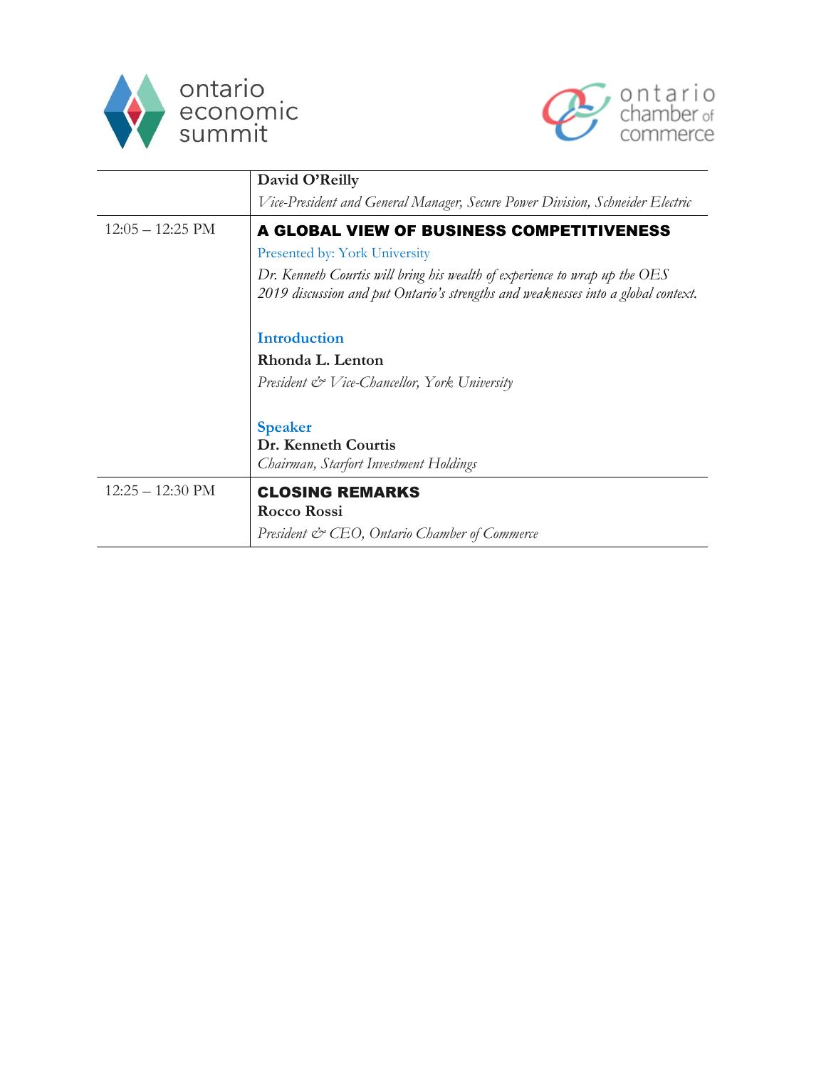| | |
|---|---|
| | **David O'Reilly**<br>*Vice-President and General Manager, Secure Power Division, Schneider Electric* |
| 12:05 – 12:25 PM | **A GLOBAL VIEW OF BUSINESS COMPETITIVENESS**<br>Presented by: York University<br>*Dr. Kenneth Courtis will bring his wealth of experience to wrap up the OES 2019 discussion and put Ontario's strengths and weaknesses into a global context.*<br><br>**Introduction**<br>**Rhonda L. Lenton**<br>*President & Vice-Chancellor, York University*<br><br>**Speaker**<br>**Dr. Kenneth Courtis**<br>*Chairman, Starfort Investment Holdings* |
| 12:25 – 12:30 PM | **CLOSING REMARKS**<br>**Rocco Rossi**<br>*President & CEO, Ontario Chamber of Commerce* |